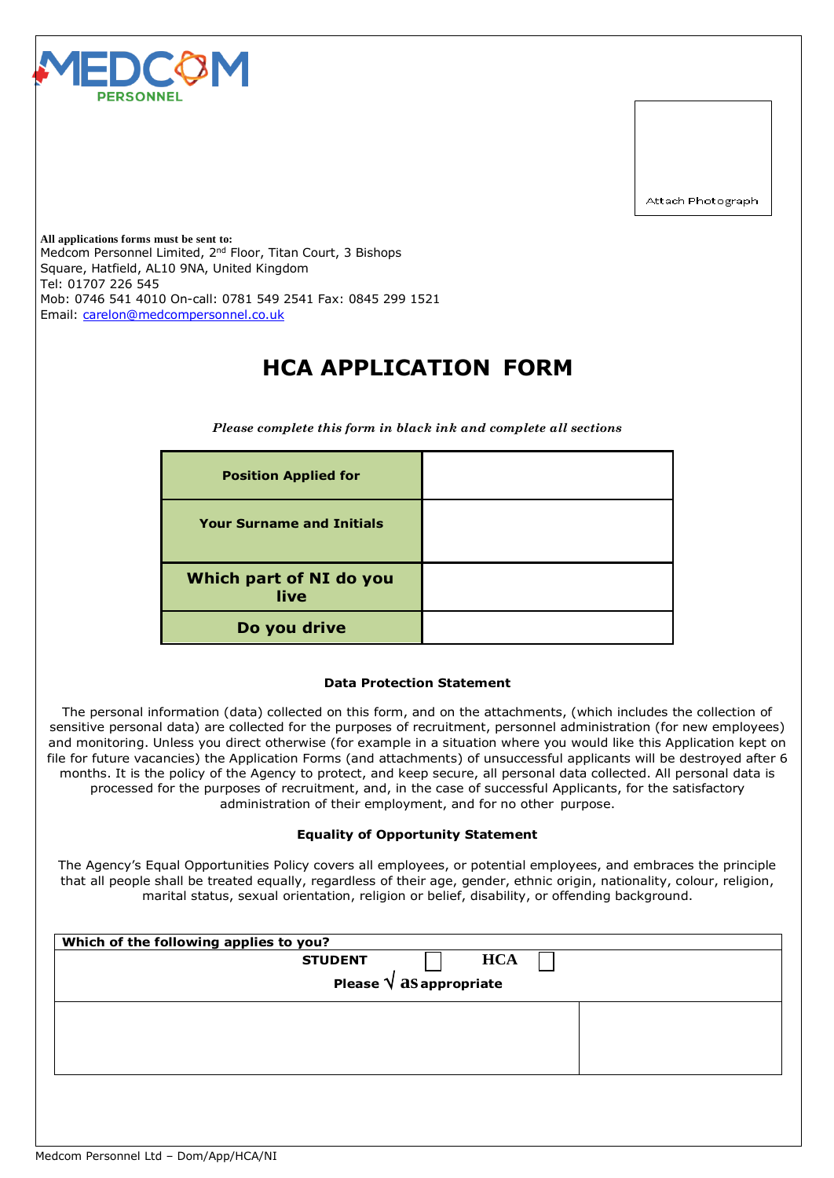MEDCOM PERSONNEL

Attach Photograph

**All applications forms must be sent to:**
Medcom Personnel Limited, 2nd Floor, Titan Court, 3 Bishops Square, Hatfield, AL10 9NA, United Kingdom
Tel: 01707 226 545
Mob: 0746 541 4010 On-call: 0781 549 2541 Fax: 0845 299 1521
Email: carelon@medcompersonnel.co.uk

# HCA APPLICATION FORM

*Please complete this form in black ink and complete all sections*

| | |
|---|---|
| **Position Applied for** | |
| **Your Surname and Initials** | |
| **Which part of NI do you live** | |
| **Do you drive** | |

**Data Protection Statement**

The personal information (data) collected on this form, and on the attachments, (which includes the collection of sensitive personal data) are collected for the purposes of recruitment, personnel administration (for new employees) and monitoring. Unless you direct otherwise (for example in a situation where you would like this Application kept on file for future vacancies) the Application Forms (and attachments) of unsuccessful applicants will be destroyed after 6 months. It is the policy of the Agency to protect, and keep secure, all personal data collected. All personal data is processed for the purposes of recruitment, and, in the case of successful Applicants, for the satisfactory administration of their employment, and for no other purpose.

**Equality of Opportunity Statement**

The Agency's Equal Opportunities Policy covers all employees, or potential employees, and embraces the principle that all people shall be treated equally, regardless of their age, gender, ethnic origin, nationality, colour, religion, marital status, sexual orientation, religion or belief, disability, or offending background.

| **Which of the following applies to you?** | |
|---|---|
| **STUDENT** ☐ **HCA** ☐ <br> **Please √ as appropriate** | |
| | |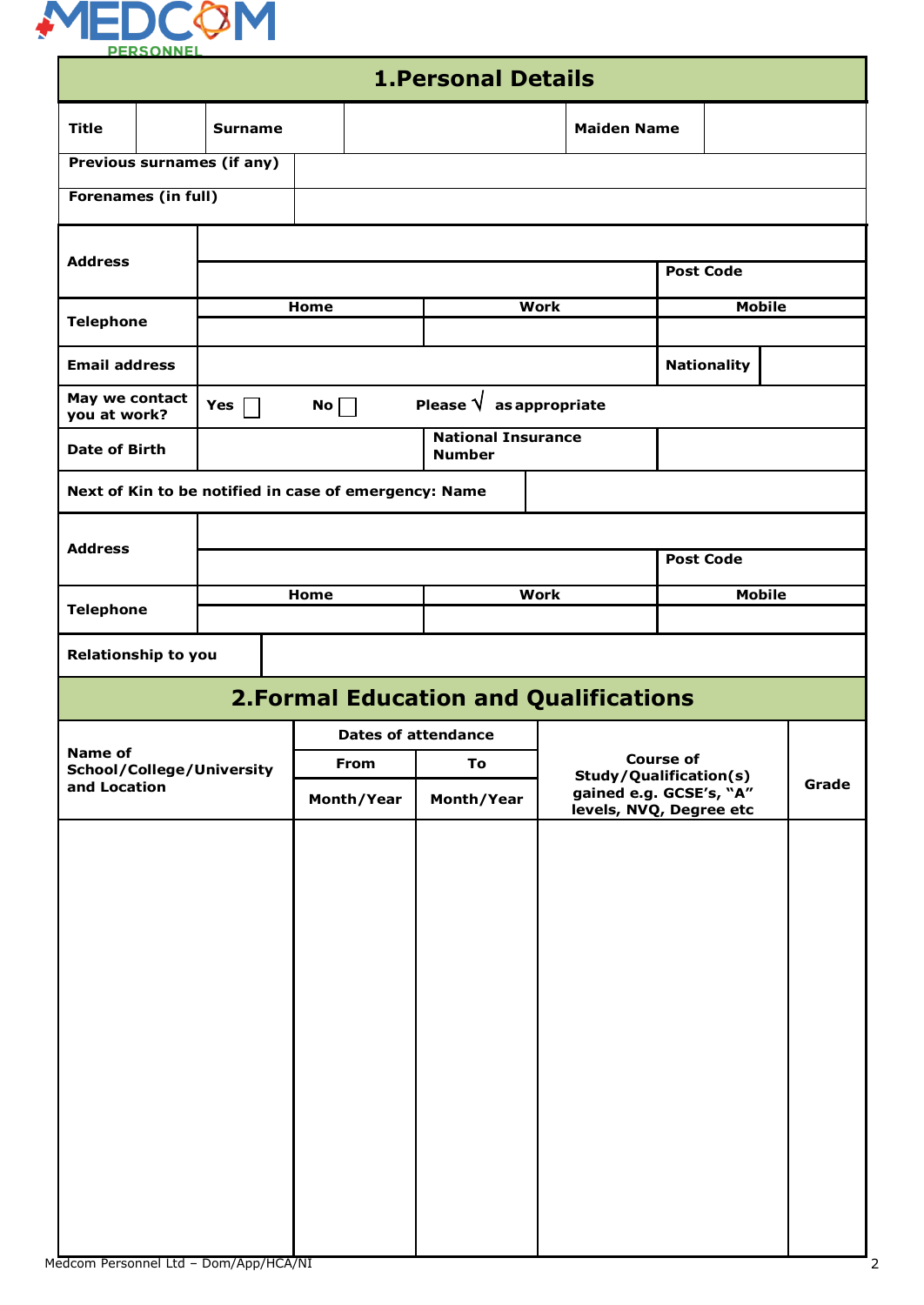## 1.Personal Details

| Title | | Surname | | Maiden Name | |
|---|---|---|---|---|---|
| Previous surnames (if any) | | | | | |
| Forenames (in full) | | | | | |

| Address | | | |
|---|---|---|---|
| | | | Post Code |
| Telephone | Home | Work | Mobile |
| | | | |
| Email address | | Nationality | |
| May we contact you at work? | Yes ☐ No ☐ | Please √ as appropriate | |
| Date of Birth | | National Insurance Number | |

| Next of Kin to be notified in case of emergency: Name | |
|---|---|

| Address | | | |
|---|---|---|---|
| | | | Post Code |
| Telephone | Home | Work | Mobile |
| | | | |
| Relationship to you | | | |

## 2.Formal Education and Qualifications

| Name of School/College/University and Location | Dates of attendance | | Course of Study/Qualification(s) gained e.g. GCSE's, "A" levels, NVQ, Degree etc | Grade |
|---|---|---|---|---|
| | From | To | | |
| | Month/Year | Month/Year | | |
| | | | | |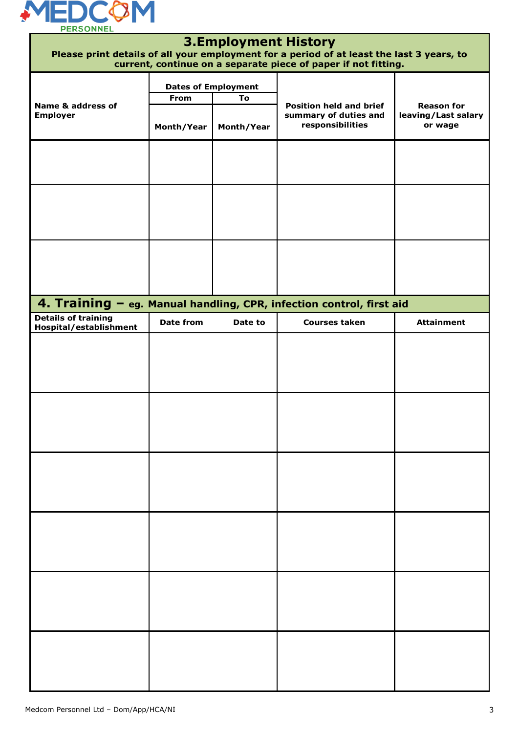## 3. Employment History

**Please print details of all your employment for a period of at least the last 3 years, to current, continue on a separate piece of paper if not fitting.**

| Name & address of Employer | Dates of Employment | | Position held and brief summary of duties and responsibilities | Reason for leaving/Last salary or wage |
|---|---|---|---|---|
| | From | To | | |
| | Month/Year | Month/Year | | |
| | | | | |
| | | | | |
| | | | | |

## 4. Training – eg. Manual handling, CPR, infection control, first aid

| Details of training Hospital/establishment | Date from | Date to | Courses taken | Attainment |
|---|---|---|---|---|
| | | | | |
| | | | | |
| | | | | |
| | | | | |
| | | | | |
| | | | | |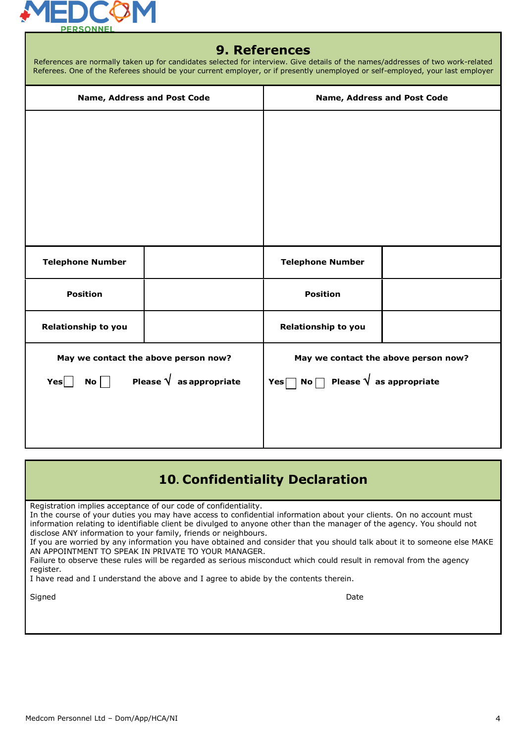## 9. References

References are normally taken up for candidates selected for interview. Give details of the names/addresses of two work-related Referees. One of the Referees should be your current employer, or if presently unemployed or self-employed, your last employer

| Name, Address and Post Code | | Name, Address and Post Code | |
|---|---|---|---|
| | | | |
| **Telephone Number** | | **Telephone Number** | |
| **Position** | | **Position** | |
| **Relationship to you** | | **Relationship to you** | |
| **May we contact the above person now?** **Yes** ☐ **No** ☐ **Please √ as appropriate** | | **May we contact the above person now?** **Yes** ☐ **No** ☐ **Please √ as appropriate** | |

## 10. Confidentiality Declaration

Registration implies acceptance of our code of confidentiality.
In the course of your duties you may have access to confidential information about your clients. On no account must information relating to identifiable client be divulged to anyone other than the manager of the agency. You should not disclose ANY information to your family, friends or neighbours.
If you are worried by any information you have obtained and consider that you should talk about it to someone else MAKE AN APPOINTMENT TO SPEAK IN PRIVATE TO YOUR MANAGER.
Failure to observe these rules will be regarded as serious misconduct which could result in removal from the agency register.
I have read and I understand the above and I agree to abide by the contents therein.

Signed　　　　　　　　　　　　　　　　　　　　　　　　Date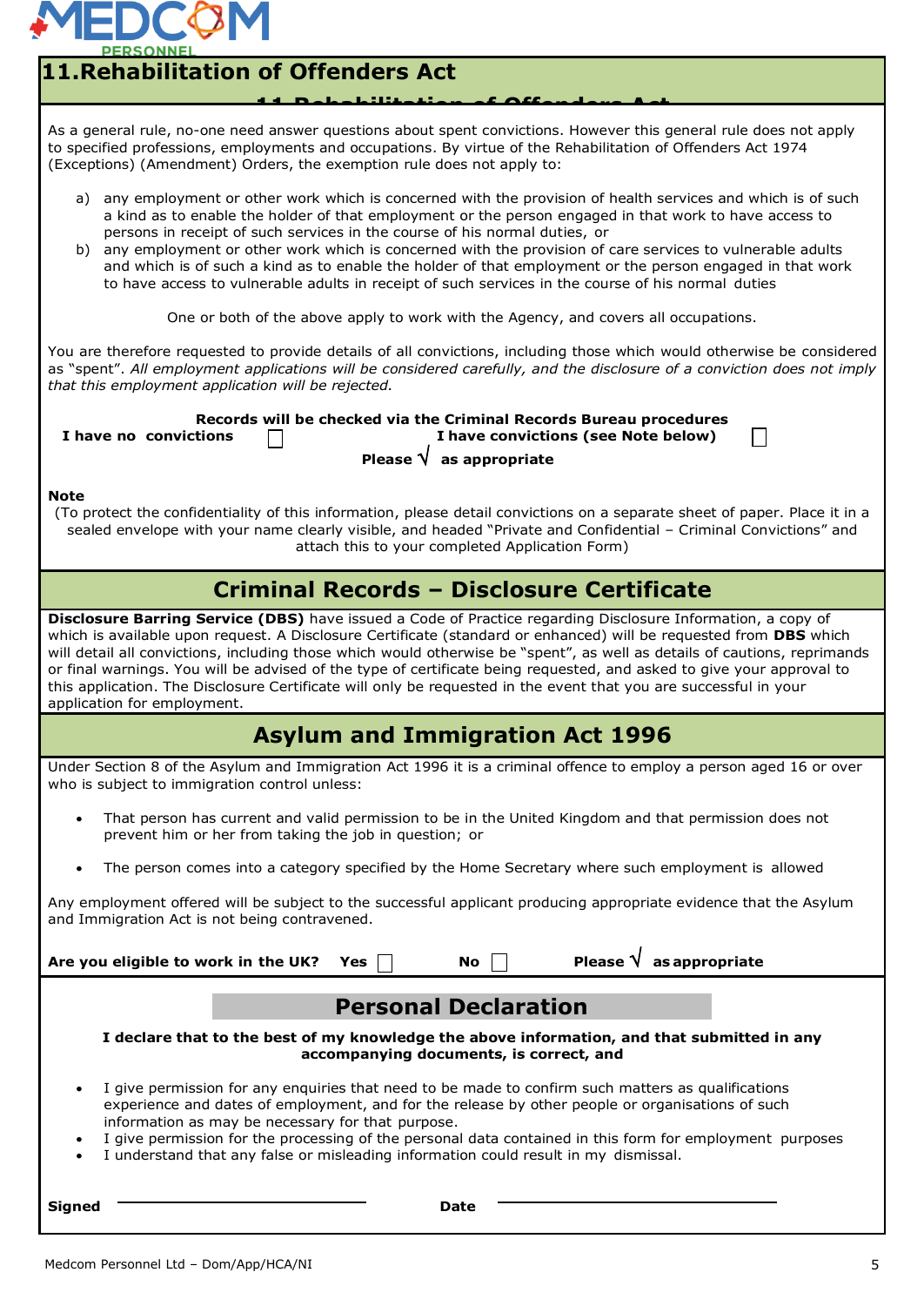## 11.Rehabilitation of Offenders Act

As a general rule, no-one need answer questions about spent convictions. However this general rule does not apply to specified professions, employments and occupations. By virtue of the Rehabilitation of Offenders Act 1974 (Exceptions) (Amendment) Orders, the exemption rule does not apply to:

a) any employment or other work which is concerned with the provision of health services and which is of such a kind as to enable the holder of that employment or the person engaged in that work to have access to persons in receipt of such services in the course of his normal duties, or
b) any employment or other work which is concerned with the provision of care services to vulnerable adults and which is of such a kind as to enable the holder of that employment or the person engaged in that work to have access to vulnerable adults in receipt of such services in the course of his normal duties

One or both of the above apply to work with the Agency, and covers all occupations.

You are therefore requested to provide details of all convictions, including those which would otherwise be considered as "spent". *All employment applications will be considered carefully, and the disclosure of a conviction does not imply that this employment application will be rejected.*

**Records will be checked via the Criminal Records Bureau procedures**

**I have no convictions** ☐ **I have convictions (see Note below)** ☐

**Please √ as appropriate**

**Note**
(To protect the confidentiality of this information, please detail convictions on a separate sheet of paper. Place it in a sealed envelope with your name clearly visible, and headed "Private and Confidential – Criminal Convictions" and attach this to your completed Application Form)

## Criminal Records – Disclosure Certificate

**Disclosure Barring Service (DBS)** have issued a Code of Practice regarding Disclosure Information, a copy of which is available upon request. A Disclosure Certificate (standard or enhanced) will be requested from **DBS** which will detail all convictions, including those which would otherwise be "spent", as well as details of cautions, reprimands or final warnings. You will be advised of the type of certificate being requested, and asked to give your approval to this application. The Disclosure Certificate will only be requested in the event that you are successful in your application for employment.

## Asylum and Immigration Act 1996

Under Section 8 of the Asylum and Immigration Act 1996 it is a criminal offence to employ a person aged 16 or over who is subject to immigration control unless:

- That person has current and valid permission to be in the United Kingdom and that permission does not prevent him or her from taking the job in question; or
- The person comes into a category specified by the Home Secretary where such employment is allowed

Any employment offered will be subject to the successful applicant producing appropriate evidence that the Asylum and Immigration Act is not being contravened.

**Are you eligible to work in the UK?** **Yes** ☐ **No** ☐ **Please √ as appropriate**

## Personal Declaration

**I declare that to the best of my knowledge the above information, and that submitted in any accompanying documents, is correct, and**

- I give permission for any enquiries that need to be made to confirm such matters as qualifications experience and dates of employment, and for the release by other people or organisations of such information as may be necessary for that purpose.
- I give permission for the processing of the personal data contained in this form for employment purposes
- I understand that any false or misleading information could result in my dismissal.

**Signed** ______________________ **Date** ______________________